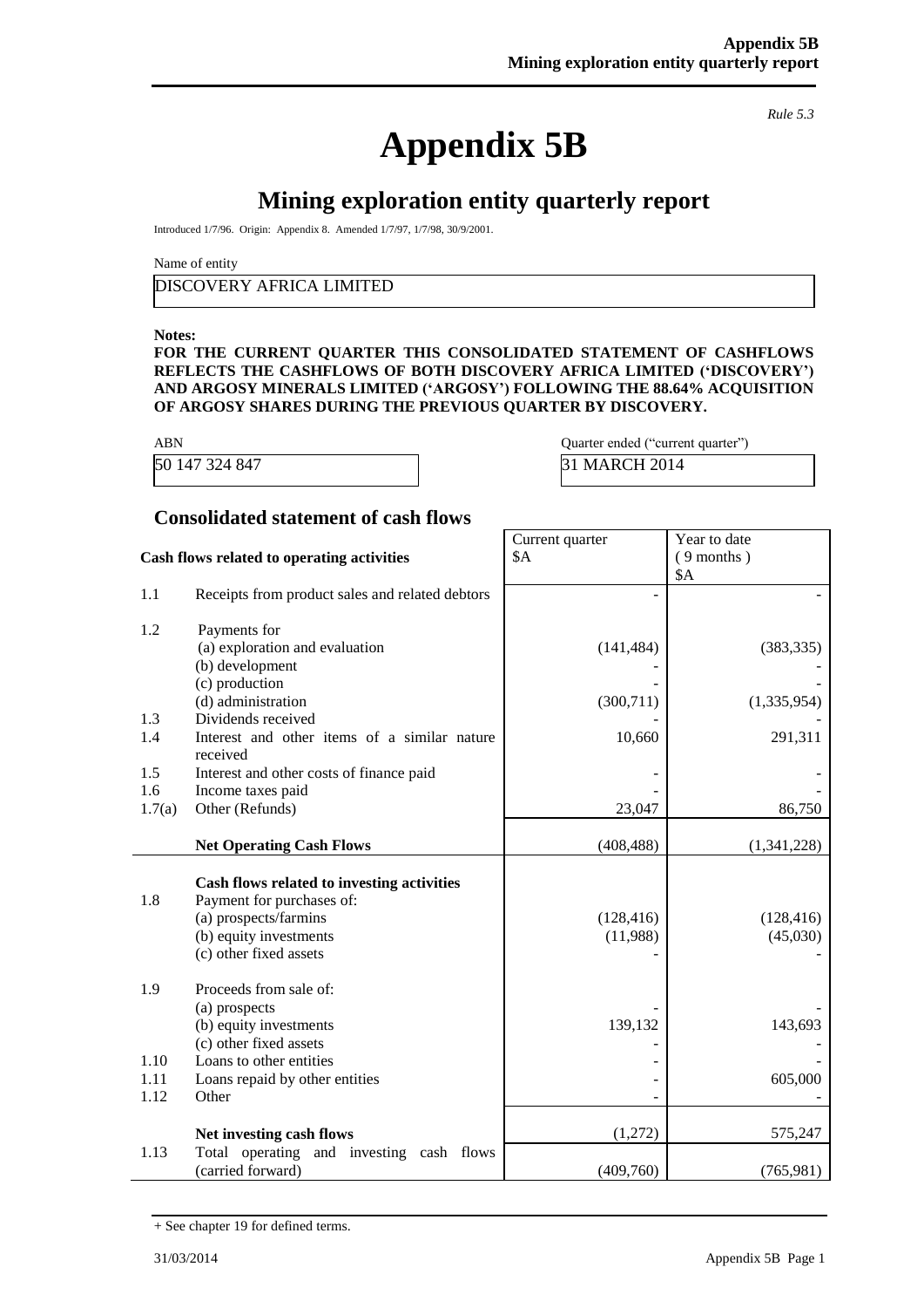*Rule 5.3*

# Appendix 5B

## Mining exploration entity quarterly report

Introduced 1/7/96. Origin: Appendix 8. Amended 1/7/97, 1/7/98, 30/9/2001.

Name of entity

DISCOVERY AFRICA LIMITED

**Notes:**

**FOR THE CURRENT QUARTER THIS CONSOLIDATED STATEMENT OF CASHFLOWS REFLECTS THE CASHFLOWS OF BOTH DISCOVERY AFRICA LIMITED ('DISCOVERY') AND ARGOSY MINERALS LIMITED ('ARGOSY') FOLLOWING THE 88.64% ACQUISITION OF ARGOSY SHARES DURING THE PREVIOUS QUARTER BY DISCOVERY.**

| ABN | Quarter ended ("current quarter") |
|---|---|
| 50 147 324 847 | 31 MARCH 2014 |

### Consolidated statement of cash flows

| | **Cash flows related to operating activities** | Current quarter $A | Year to date (9 months) $A |
|---|---|---|---|
| 1.1 | Receipts from product sales and related debtors | - | - |
| 1.2 | Payments for | | |
| | (a) exploration and evaluation | (141,484) | (383,335) |
| | (b) development | - | - |
| | (c) production | - | - |
| | (d) administration | (300,711) | (1,335,954) |
| 1.3 | Dividends received | - | - |
| 1.4 | Interest and other items of a similar nature received | 10,660 | 291,311 |
| 1.5 | Interest and other costs of finance paid | - | - |
| 1.6 | Income taxes paid | - | - |
| 1.7(a) | Other (Refunds) | 23,047 | 86,750 |
| | **Net Operating Cash Flows** | (408,488) | (1,341,228) |
| | **Cash flows related to investing activities** | | |
| 1.8 | Payment for purchases of: | | |
| | (a) prospects/farmins | (128,416) | (128,416) |
| | (b) equity investments | (11,988) | (45,030) |
| | (c) other fixed assets | - | - |
| 1.9 | Proceeds from sale of: | | |
| | (a) prospects | - | - |
| | (b) equity investments | 139,132 | 143,693 |
| | (c) other fixed assets | - | - |
| 1.10 | Loans to other entities | - | - |
| 1.11 | Loans repaid by other entities | - | 605,000 |
| 1.12 | Other | - | - |
| | **Net investing cash flows** | (1,272) | 575,247 |
| 1.13 | Total operating and investing cash flows (carried forward) | (409,760) | (765,981) |

+ See chapter 19 for defined terms.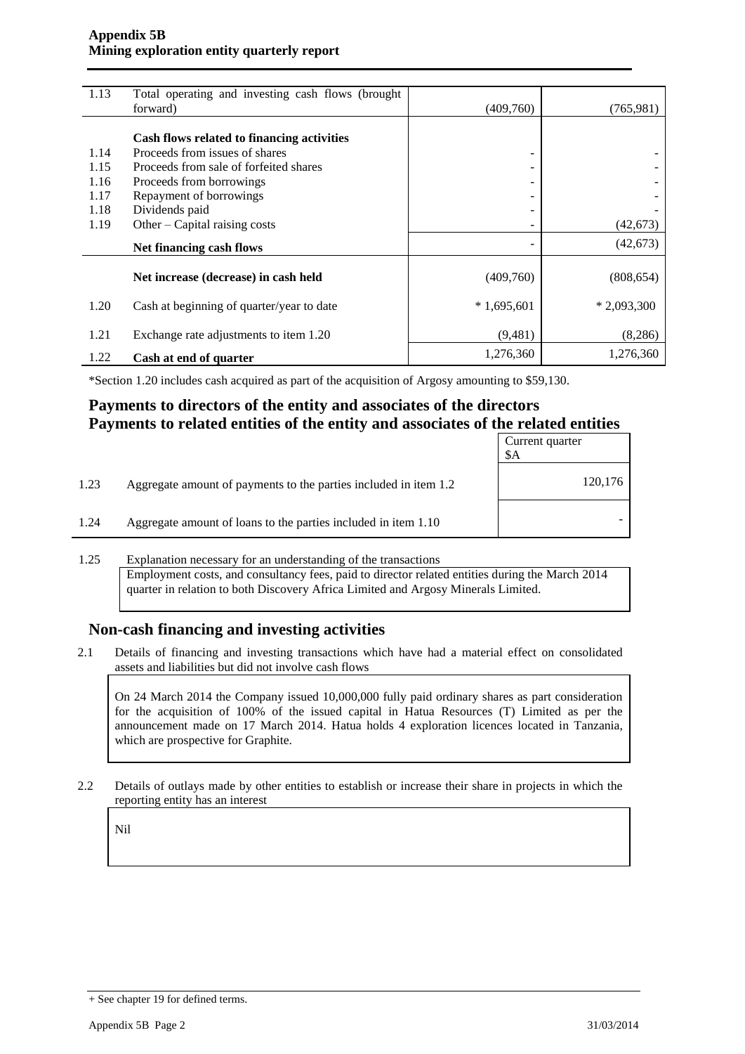| | | | |
|---|---|---|---|
| 1.13 | Total operating and investing cash flows (brought forward) | (409,760) | (765,981) |
| | **Cash flows related to financing activities** | | |
| 1.14 | Proceeds from issues of shares | - | - |
| 1.15 | Proceeds from sale of forfeited shares | - | - |
| 1.16 | Proceeds from borrowings | - | - |
| 1.17 | Repayment of borrowings | - | - |
| 1.18 | Dividends paid | - | - |
| 1.19 | Other – Capital raising costs | - | (42,673) |
| | **Net financing cash flows** | - | (42,673) |
| | **Net increase (decrease) in cash held** | (409,760) | (808,654) |
| 1.20 | Cash at beginning of quarter/year to date | * 1,695,601 | * 2,093,300 |
| 1.21 | Exchange rate adjustments to item 1.20 | (9,481) | (8,286) |
| 1.22 | **Cash at end of quarter** | 1,276,360 | 1,276,360 |

*Section 1.20 includes cash acquired as part of the acquisition of Argosy amounting to $59,130.

## Payments to directors of the entity and associates of the directors
## Payments to related entities of the entity and associates of the related entities

| | | Current quarter $A |
|---|---|---|
| 1.23 | Aggregate amount of payments to the parties included in item 1.2 | 120,176 |
| 1.24 | Aggregate amount of loans to the parties included in item 1.10 | - |

1.25 Explanation necessary for an understanding of the transactions

Employment costs, and consultancy fees, paid to director related entities during the March 2014 quarter in relation to both Discovery Africa Limited and Argosy Minerals Limited.

## Non-cash financing and investing activities

2.1 Details of financing and investing transactions which have had a material effect on consolidated assets and liabilities but did not involve cash flows

On 24 March 2014 the Company issued 10,000,000 fully paid ordinary shares as part consideration for the acquisition of 100% of the issued capital in Hatua Resources (T) Limited as per the announcement made on 17 March 2014. Hatua holds 4 exploration licences located in Tanzania, which are prospective for Graphite.

2.2 Details of outlays made by other entities to establish or increase their share in projects in which the reporting entity has an interest

Nil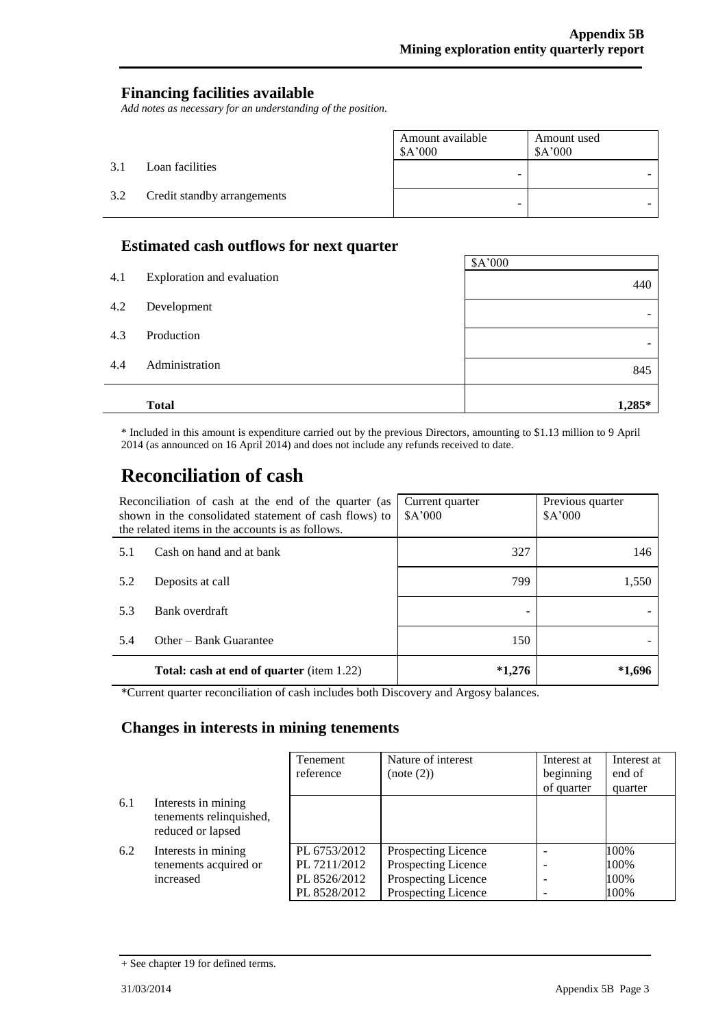## Financing facilities available

*Add notes as necessary for an understanding of the position.*

| | | Amount available $A'000 | Amount used $A'000 |
|---|---|---|---|
| 3.1 | Loan facilities | - | - |
| 3.2 | Credit standby arrangements | - | - |

## Estimated cash outflows for next quarter

| | | $A'000 |
|---|---|---|
| 4.1 | Exploration and evaluation | 440 |
| 4.2 | Development | - |
| 4.3 | Production | - |
| 4.4 | Administration | 845 |
| | **Total** | **1,285*** |

* Included in this amount is expenditure carried out by the previous Directors, amounting to $1.13 million to 9 April 2014 (as announced on 16 April 2014) and does not include any refunds received to date.

# Reconciliation of cash

| Reconciliation of cash at the end of the quarter (as shown in the consolidated statement of cash flows) to the related items in the accounts is as follows. | | Current quarter $A'000 | Previous quarter $A'000 |
|---|---|---|---|
| 5.1 | Cash on hand and at bank | 327 | 146 |
| 5.2 | Deposits at call | 799 | 1,550 |
| 5.3 | Bank overdraft | - | - |
| 5.4 | Other – Bank Guarantee | 150 | - |
| | **Total: cash at end of quarter** (item 1.22) | ***1,276** | ***1,696** |

*Current quarter reconciliation of cash includes both Discovery and Argosy balances.

## Changes in interests in mining tenements

| | | Tenement reference | Nature of interest (note (2)) | Interest at beginning of quarter | Interest at end of quarter |
|---|---|---|---|---|---|
| 6.1 | Interests in mining tenements relinquished, reduced or lapsed | | | | |
| 6.2 | Interests in mining tenements acquired or increased | PL 6753/2012<br>PL 7211/2012<br>PL 8526/2012<br>PL 8528/2012 | Prospecting Licence<br>Prospecting Licence<br>Prospecting Licence<br>Prospecting Licence | -<br>-<br>-<br>- | 100%<br>100%<br>100%<br>100% |

+ See chapter 19 for defined terms.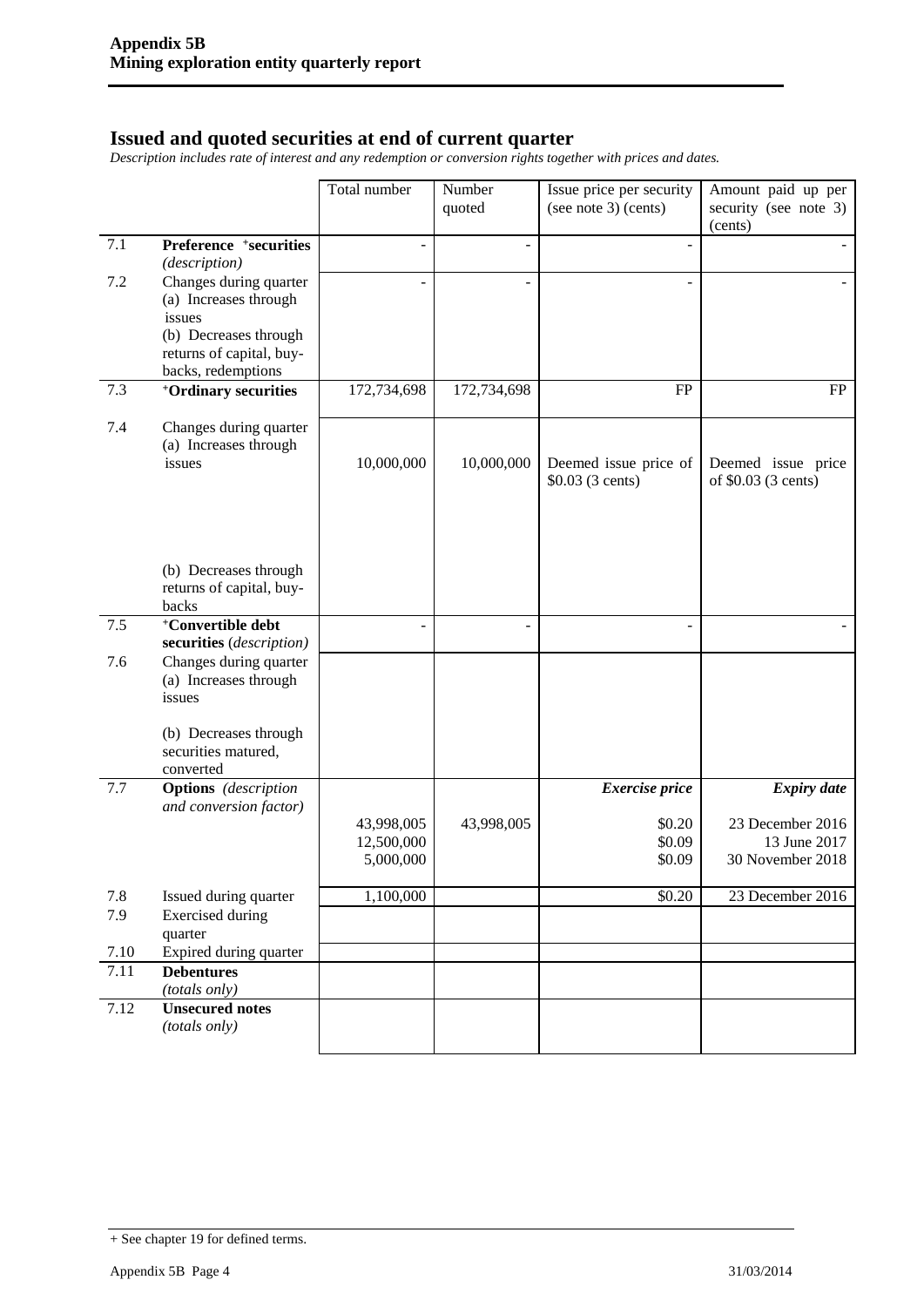## Issued and quoted securities at end of current quarter

*Description includes rate of interest and any redemption or conversion rights together with prices and dates.*

| | | Total number | Number quoted | Issue price per security (see note 3) (cents) | Amount paid up per security (see note 3) (cents) |
|---|---|---|---|---|---|
| 7.1 | **Preference +securities** *(description)* | - | - | - | - |
| 7.2 | Changes during quarter (a) Increases through issues (b) Decreases through returns of capital, buy-backs, redemptions | - | - | - | - |
| 7.3 | **+Ordinary securities** | 172,734,698 | 172,734,698 | FP | FP |
| 7.4 | Changes during quarter (a) Increases through issues | 10,000,000 | 10,000,000 | Deemed issue price of $0.03 (3 cents) | Deemed issue price of $0.03 (3 cents) |
| | (b) Decreases through returns of capital, buy-backs | | | | |
| 7.5 | **+Convertible debt securities** *(description)* | - | - | - | - |
| 7.6 | Changes during quarter (a) Increases through issues (b) Decreases through securities matured, converted | | | | |
| 7.7 | **Options** *(description and conversion factor)* | | | ***Exercise price*** | ***Expiry date*** |
| | | 43,998,005 | 43,998,005 | $0.20 | 23 December 2016 |
| | | 12,500,000 | | $0.09 | 13 June 2017 |
| | | 5,000,000 | | $0.09 | 30 November 2018 |
| 7.8 | Issued during quarter | 1,100,000 | | $0.20 | 23 December 2016 |
| 7.9 | Exercised during quarter | | | | |
| 7.10 | Expired during quarter | | | | |
| 7.11 | **Debentures** *(totals only)* | | | | |
| 7.12 | **Unsecured notes** *(totals only)* | | | | |

+ See chapter 19 for defined terms.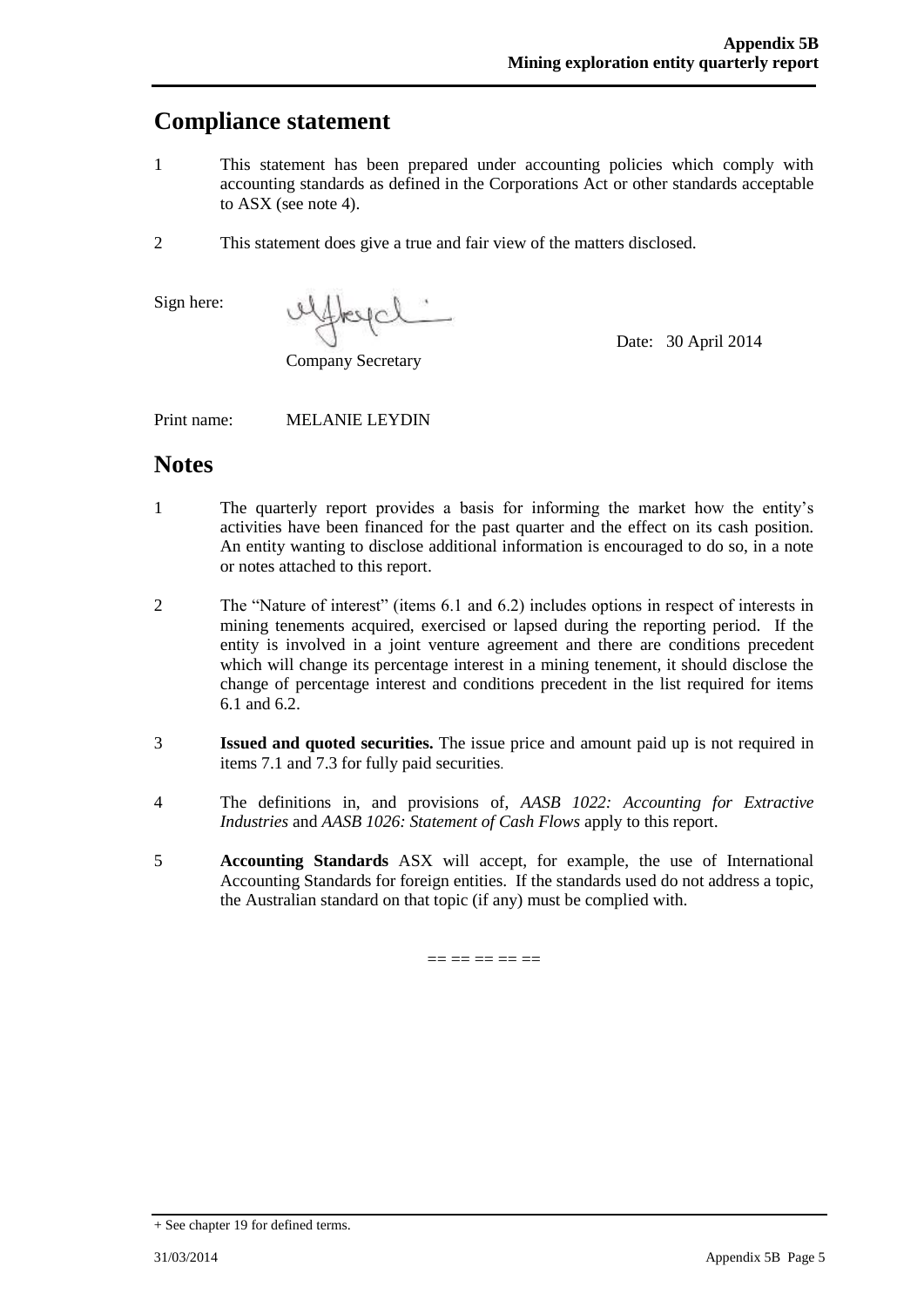## Compliance statement

1 This statement has been prepared under accounting policies which comply with accounting standards as defined in the Corporations Act or other standards acceptable to ASX (see note 4).

2 This statement does give a true and fair view of the matters disclosed.

Sign here: Company Secretary

Date: 30 April 2014

Print name: MELANIE LEYDIN

## Notes

1 The quarterly report provides a basis for informing the market how the entity's activities have been financed for the past quarter and the effect on its cash position. An entity wanting to disclose additional information is encouraged to do so, in a note or notes attached to this report.

2 The "Nature of interest" (items 6.1 and 6.2) includes options in respect of interests in mining tenements acquired, exercised or lapsed during the reporting period. If the entity is involved in a joint venture agreement and there are conditions precedent which will change its percentage interest in a mining tenement, it should disclose the change of percentage interest and conditions precedent in the list required for items 6.1 and 6.2.

3 **Issued and quoted securities.** The issue price and amount paid up is not required in items 7.1 and 7.3 for fully paid securities.

4 The definitions in, and provisions of, *AASB 1022: Accounting for Extractive Industries* and *AASB 1026: Statement of Cash Flows* apply to this report.

5 **Accounting Standards** ASX will accept, for example, the use of International Accounting Standards for foreign entities. If the standards used do not address a topic, the Australian standard on that topic (if any) must be complied with.

== == == == ==

+ See chapter 19 for defined terms.